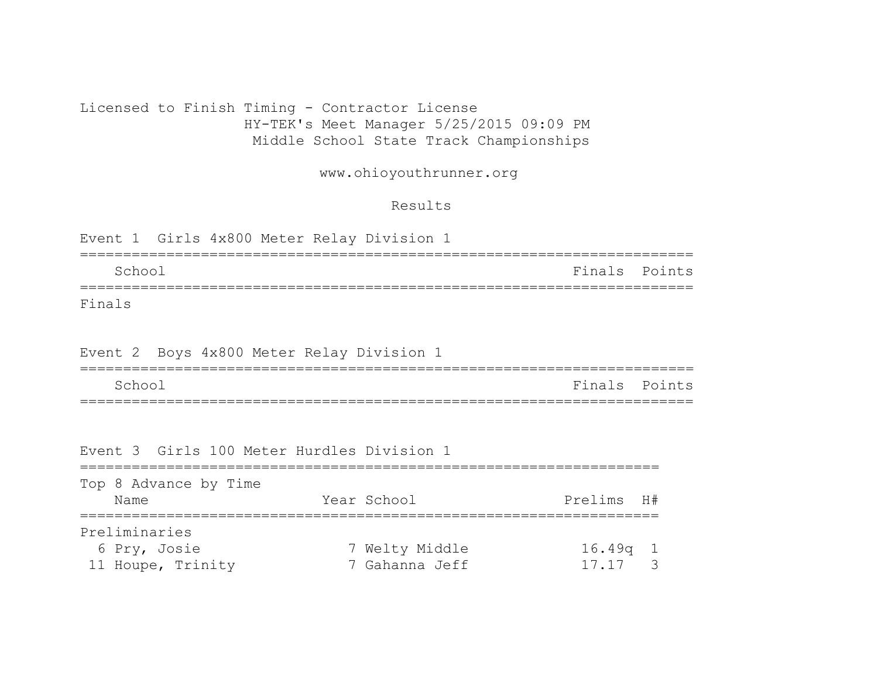Licensed to Finish Timing - Contractor License
HY-TEK's Meet Manager 5/25/2015 09:09 PM
Middle School State Track Championships

www.ohioyouthrunner.org

Results

## Event 1 Girls 4x800 Meter Relay Division 1

| | School | Finals | Points |
|---|---|---|---|
| Finals | | | |

## Event 2 Boys 4x800 Meter Relay Division 1

| | School | Finals | Points |
|---|---|---|---|

## Event 3 Girls 100 Meter Hurdles Division 1

Top 8 Advance by Time

| | Name | Year | School | Prelims | H# |
|---|---|---|---|---|---|
| Preliminaries | | | | | |
| 6 | Pry, Josie | 7 | Welty Middle | 16.49q | 1 |
| 11 | Houpe, Trinity | 7 | Gahanna Jeff | 17.17 | 3 |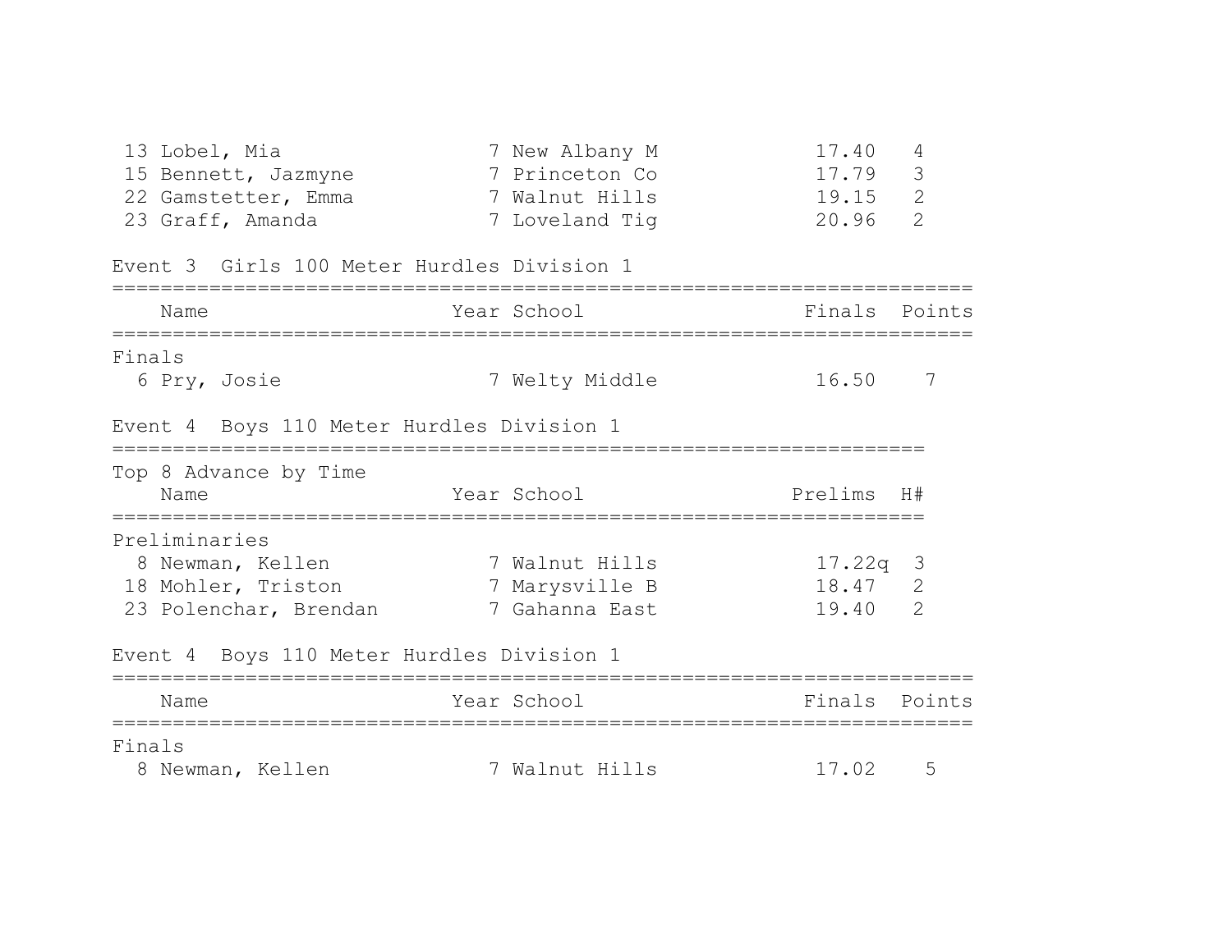| | Name | Year | School | Finals | Points |
|---|---|---|---|---|---|
| 13 | Lobel, Mia | 7 | New Albany M | 17.40 | 4 |
| 15 | Bennett, Jazmyne | 7 | Princeton Co | 17.79 | 3 |
| 22 | Gamstetter, Emma | 7 | Walnut Hills | 19.15 | 2 |
| 23 | Graff, Amanda | 7 | Loveland Tig | 20.96 | 2 |

## Event 3 Girls 100 Meter Hurdles Division 1

Finals

| | Name | Year | School | Finals | Points |
|---|---|---|---|---|---|
| 6 | Pry, Josie | 7 | Welty Middle | 16.50 | 7 |

## Event 4 Boys 110 Meter Hurdles Division 1

Top 8 Advance by Time

Preliminaries

| | Name | Year | School | Prelims | H# |
|---|---|---|---|---|---|
| 8 | Newman, Kellen | 7 | Walnut Hills | 17.22q | 3 |
| 18 | Mohler, Triston | 7 | Marysville B | 18.47 | 2 |
| 23 | Polenchar, Brendan | 7 | Gahanna East | 19.40 | 2 |

## Event 4 Boys 110 Meter Hurdles Division 1

Finals

| | Name | Year | School | Finals | Points |
|---|---|---|---|---|---|
| 8 | Newman, Kellen | 7 | Walnut Hills | 17.02 | 5 |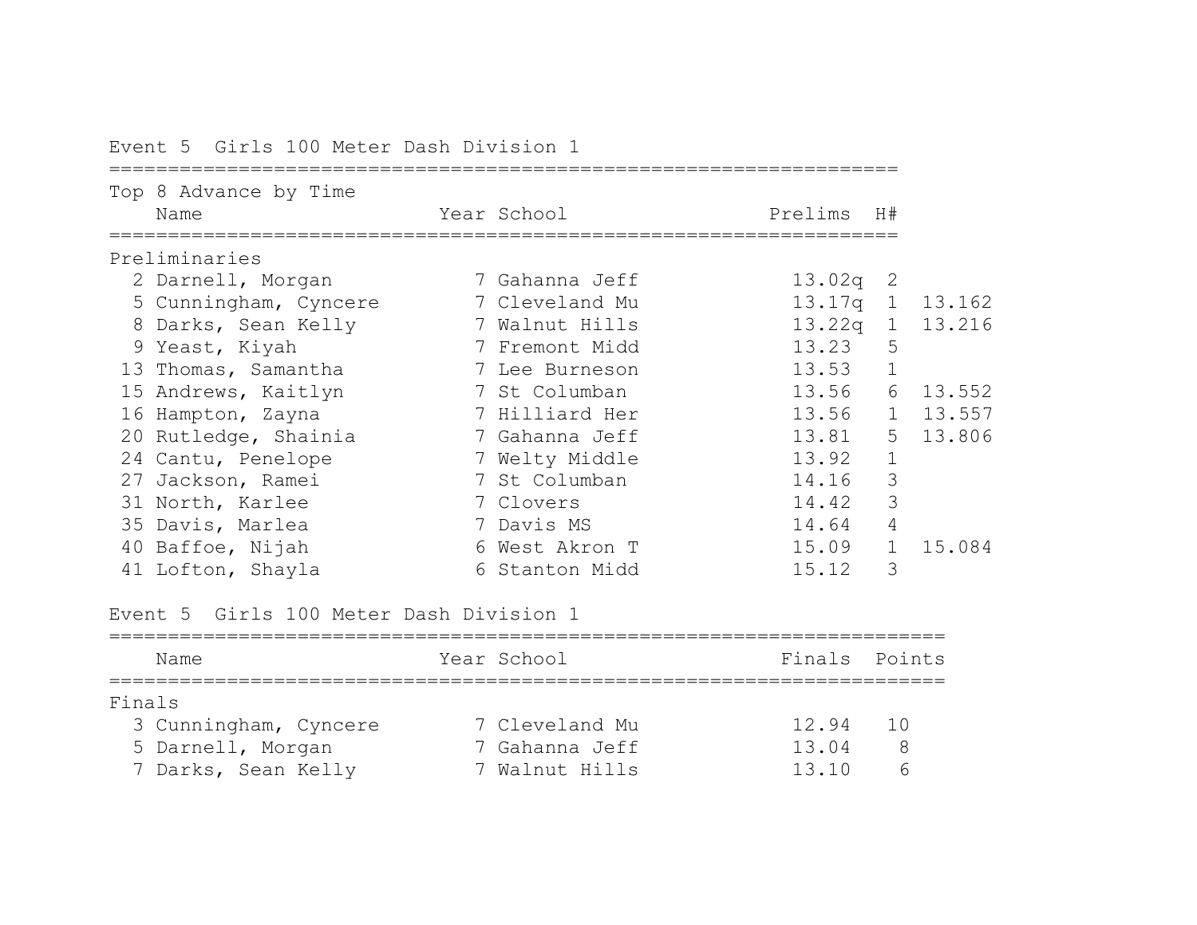## Event 5 Girls 100 Meter Dash Division 1

Top 8 Advance by Time

**Preliminaries**

| Place | Name | Year | School | Prelims | H# | |
|---|---|---|---|---|---|---|
| 2 | Darnell, Morgan | 7 | Gahanna Jeff | 13.02q | 2 | |
| 5 | Cunningham, Cyncere | 7 | Cleveland Mu | 13.17q | 1 | 13.162 |
| 8 | Darks, Sean Kelly | 7 | Walnut Hills | 13.22q | 1 | 13.216 |
| 9 | Yeast, Kiyah | 7 | Fremont Midd | 13.23 | 5 | |
| 13 | Thomas, Samantha | 7 | Lee Burneson | 13.53 | 1 | |
| 15 | Andrews, Kaitlyn | 7 | St Columban | 13.56 | 6 | 13.552 |
| 16 | Hampton, Zayna | 7 | Hilliard Her | 13.56 | 1 | 13.557 |
| 20 | Rutledge, Shainia | 7 | Gahanna Jeff | 13.81 | 5 | 13.806 |
| 24 | Cantu, Penelope | 7 | Welty Middle | 13.92 | 1 | |
| 27 | Jackson, Ramei | 7 | St Columban | 14.16 | 3 | |
| 31 | North, Karlee | 7 | Clovers | 14.42 | 3 | |
| 35 | Davis, Marlea | 7 | Davis MS | 14.64 | 4 | |
| 40 | Baffoe, Nijah | 6 | West Akron T | 15.09 | 1 | 15.084 |
| 41 | Lofton, Shayla | 6 | Stanton Midd | 15.12 | 3 | |

## Event 5 Girls 100 Meter Dash Division 1

**Finals**

| Place | Name | Year | School | Finals | Points |
|---|---|---|---|---|---|
| 3 | Cunningham, Cyncere | 7 | Cleveland Mu | 12.94 | 10 |
| 5 | Darnell, Morgan | 7 | Gahanna Jeff | 13.04 | 8 |
| 7 | Darks, Sean Kelly | 7 | Walnut Hills | 13.10 | 6 |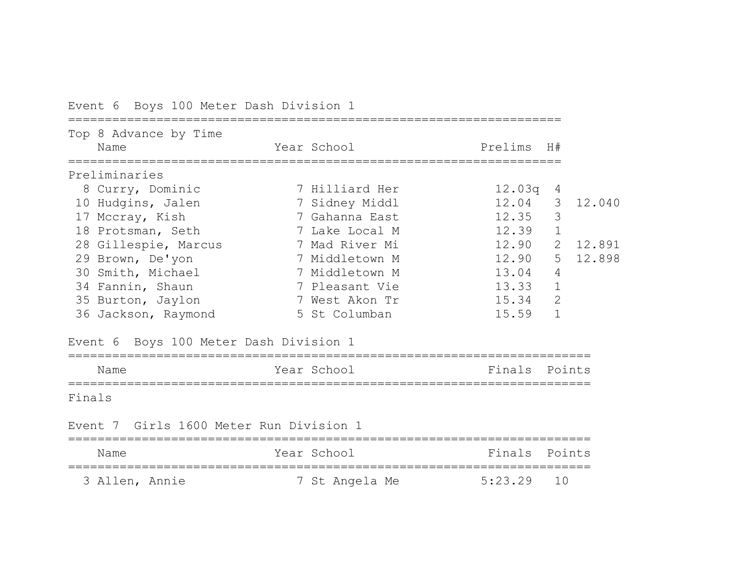### Event 6 Boys 100 Meter Dash Division 1

Top 8 Advance by Time

| Place | Name | Year | School | Prelims | H# | |
|---|---|---|---|---|---|---|
| Preliminaries | | | | | | |
| 8 | Curry, Dominic | 7 | Hilliard Her | 12.03q | 4 | |
| 10 | Hudgins, Jalen | 7 | Sidney Middl | 12.04 | 3 | 12.040 |
| 17 | Mccray, Kish | 7 | Gahanna East | 12.35 | 3 | |
| 18 | Protsman, Seth | 7 | Lake Local M | 12.39 | 1 | |
| 28 | Gillespie, Marcus | 7 | Mad River Mi | 12.90 | 2 | 12.891 |
| 29 | Brown, De'yon | 7 | Middletown M | 12.90 | 5 | 12.898 |
| 30 | Smith, Michael | 7 | Middletown M | 13.04 | 4 | |
| 34 | Fannin, Shaun | 7 | Pleasant Vie | 13.33 | 1 | |
| 35 | Burton, Jaylon | 7 | West Akon Tr | 15.34 | 2 | |
| 36 | Jackson, Raymond | 5 | St Columban | 15.59 | 1 | |

### Event 6 Boys 100 Meter Dash Division 1

| Place | Name | Year | School | Finals | Points |
|---|---|---|---|---|---|
| Finals | | | | | |

### Event 7 Girls 1600 Meter Run Division 1

| Place | Name | Year | School | Finals | Points |
|---|---|---|---|---|---|
| 3 | Allen, Annie | 7 | St Angela Me | 5:23.29 | 10 |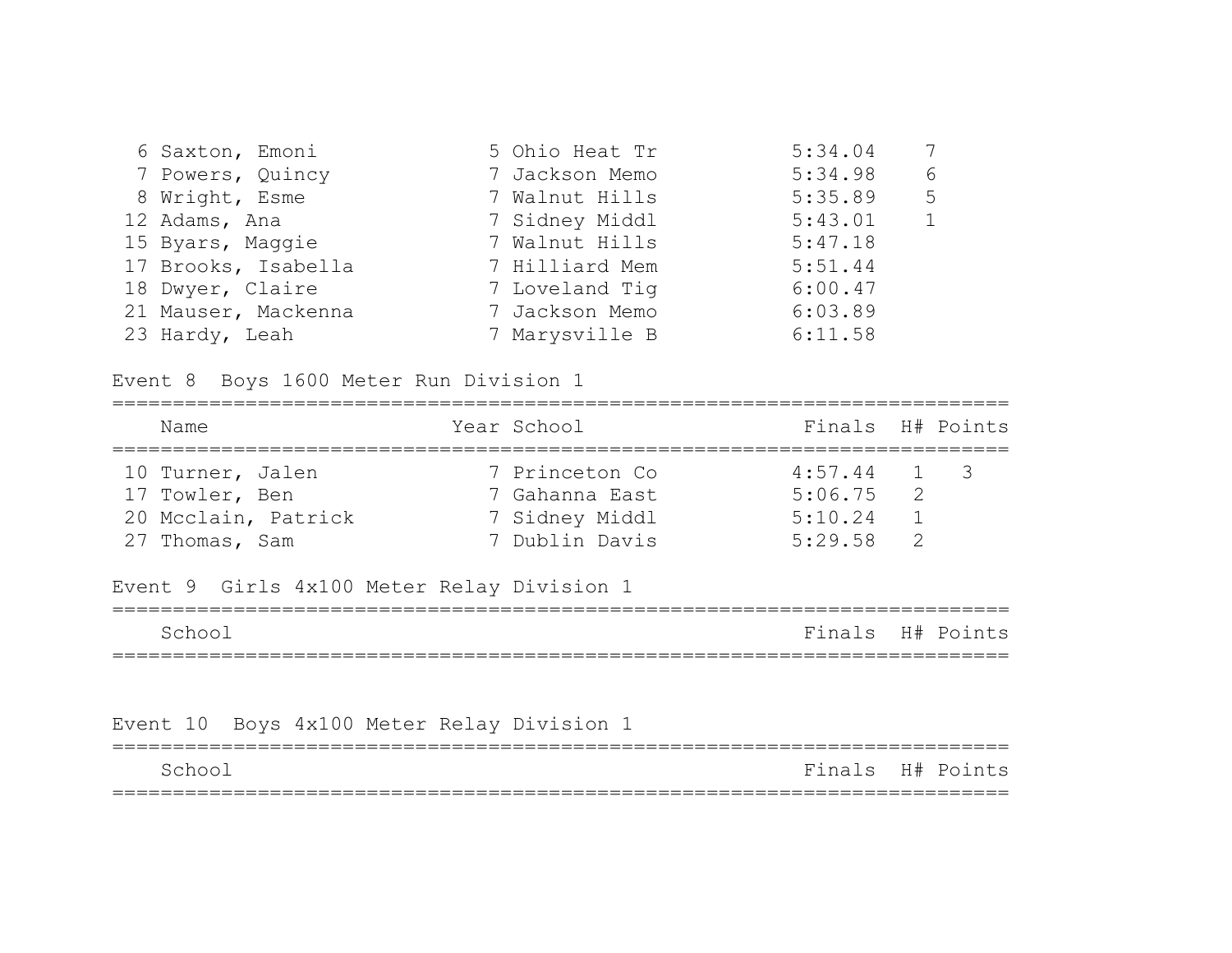| | Name | Year | School | Finals | Points |
|---|---|---|---|---|---|
| 6 | Saxton, Emoni | 5 | Ohio Heat Tr | 5:34.04 | 7 |
| 7 | Powers, Quincy | 7 | Jackson Memo | 5:34.98 | 6 |
| 8 | Wright, Esme | 7 | Walnut Hills | 5:35.89 | 5 |
| 12 | Adams, Ana | 7 | Sidney Middl | 5:43.01 | 1 |
| 15 | Byars, Maggie | 7 | Walnut Hills | 5:47.18 | |
| 17 | Brooks, Isabella | 7 | Hilliard Mem | 5:51.44 | |
| 18 | Dwyer, Claire | 7 | Loveland Tig | 6:00.47 | |
| 21 | Mauser, Mackenna | 7 | Jackson Memo | 6:03.89 | |
| 23 | Hardy, Leah | 7 | Marysville B | 6:11.58 | |

### Event 8 Boys 1600 Meter Run Division 1

| | Name | Year | School | Finals | H# | Points |
|---|---|---|---|---|---|---|
| 10 | Turner, Jalen | 7 | Princeton Co | 4:57.44 | 1 | 3 |
| 17 | Towler, Ben | 7 | Gahanna East | 5:06.75 | 2 | |
| 20 | Mcclain, Patrick | 7 | Sidney Middl | 5:10.24 | 1 | |
| 27 | Thomas, Sam | 7 | Dublin Davis | 5:29.58 | 2 | |

### Event 9 Girls 4x100 Meter Relay Division 1

| School | Finals | H# | Points |
|---|---|---|---|

### Event 10 Boys 4x100 Meter Relay Division 1

| School | Finals | H# | Points |
|---|---|---|---|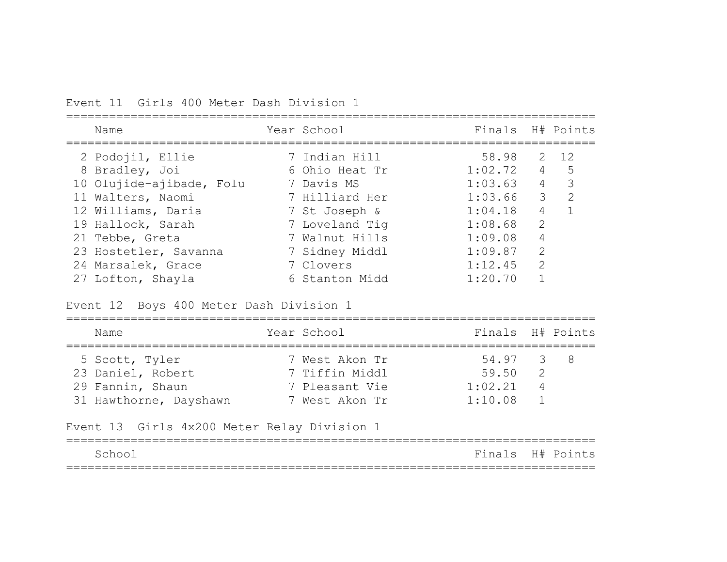Event 11  Girls 400 Meter Dash Division 1

| Place | Name | Year | School | Finals | H# | Points |
|---|---|---|---|---|---|---|
| 2 | Podojil, Ellie | 7 | Indian Hill | 58.98 | 2 | 12 |
| 8 | Bradley, Joi | 6 | Ohio Heat Tr | 1:02.72 | 4 | 5 |
| 10 | Olujide-ajibade, Folu | 7 | Davis MS | 1:03.63 | 4 | 3 |
| 11 | Walters, Naomi | 7 | Hilliard Her | 1:03.66 | 3 | 2 |
| 12 | Williams, Daria | 7 | St Joseph & | 1:04.18 | 4 | 1 |
| 19 | Hallock, Sarah | 7 | Loveland Tig | 1:08.68 | 2 | |
| 21 | Tebbe, Greta | 7 | Walnut Hills | 1:09.08 | 4 | |
| 23 | Hostetler, Savanna | 7 | Sidney Middl | 1:09.87 | 2 | |
| 24 | Marsalek, Grace | 7 | Clovers | 1:12.45 | 2 | |
| 27 | Lofton, Shayla | 6 | Stanton Midd | 1:20.70 | 1 | |

Event 12  Boys 400 Meter Dash Division 1

| Place | Name | Year | School | Finals | H# | Points |
|---|---|---|---|---|---|---|
| 5 | Scott, Tyler | 7 | West Akon Tr | 54.97 | 3 | 8 |
| 23 | Daniel, Robert | 7 | Tiffin Middl | 59.50 | 2 | |
| 29 | Fannin, Shaun | 7 | Pleasant Vie | 1:02.21 | 4 | |
| 31 | Hawthorne, Dayshawn | 7 | West Akon Tr | 1:10.08 | 1 | |

Event 13  Girls 4x200 Meter Relay Division 1

| School | Finals | H# | Points |
|---|---|---|---|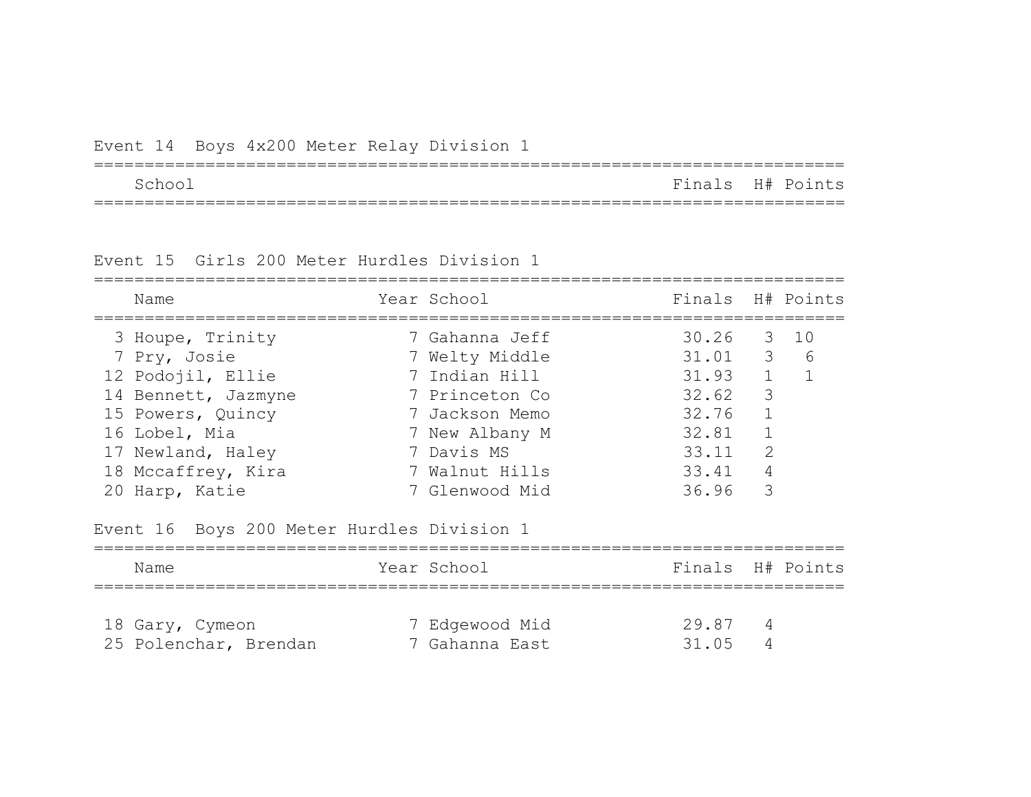Event 14  Boys 4x200 Meter Relay Division 1

| School | Finals | H# | Points |
|---|---|---|---|

Event 15  Girls 200 Meter Hurdles Division 1

| | Name | Year | School | Finals | H# | Points |
|---|---|---|---|---|---|---|
| 3 | Houpe, Trinity | 7 | Gahanna Jeff | 30.26 | 3 | 10 |
| 7 | Pry, Josie | 7 | Welty Middle | 31.01 | 3 | 6 |
| 12 | Podojil, Ellie | 7 | Indian Hill | 31.93 | 1 | 1 |
| 14 | Bennett, Jazmyne | 7 | Princeton Co | 32.62 | 3 | |
| 15 | Powers, Quincy | 7 | Jackson Memo | 32.76 | 1 | |
| 16 | Lobel, Mia | 7 | New Albany M | 32.81 | 1 | |
| 17 | Newland, Haley | 7 | Davis MS | 33.11 | 2 | |
| 18 | Mccaffrey, Kira | 7 | Walnut Hills | 33.41 | 4 | |
| 20 | Harp, Katie | 7 | Glenwood Mid | 36.96 | 3 | |

Event 16  Boys 200 Meter Hurdles Division 1

| | Name | Year | School | Finals | H# | Points |
|---|---|---|---|---|---|---|
| 18 | Gary, Cymeon | 7 | Edgewood Mid | 29.87 | 4 | |
| 25 | Polenchar, Brendan | 7 | Gahanna East | 31.05 | 4 | |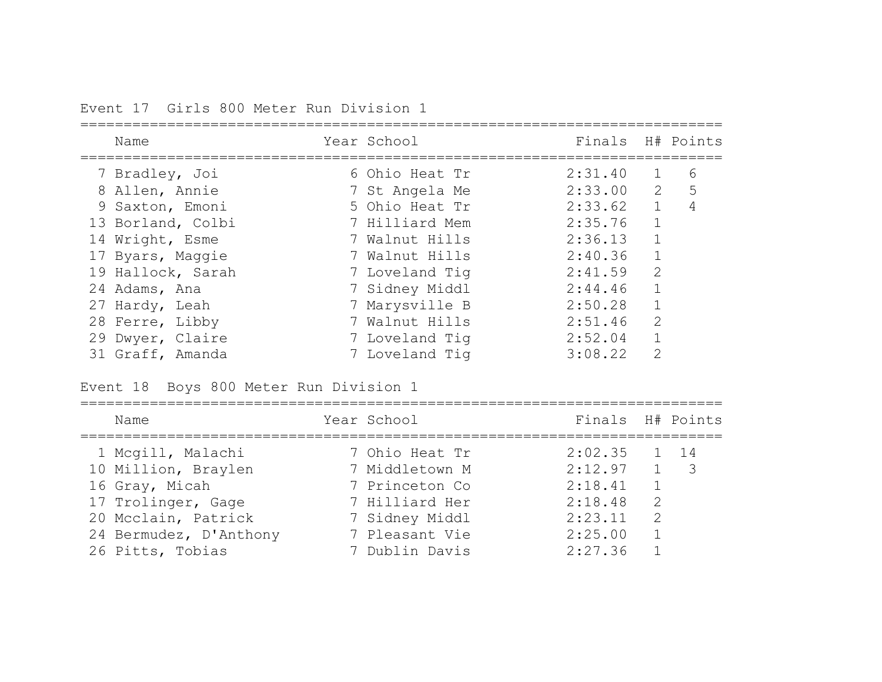### Event 17 Girls 800 Meter Run Division 1

| Place | Name | Year | School | Finals | H# | Points |
|---|---|---|---|---|---|---|
| 7 | Bradley, Joi | 6 | Ohio Heat Tr | 2:31.40 | 1 | 6 |
| 8 | Allen, Annie | 7 | St Angela Me | 2:33.00 | 2 | 5 |
| 9 | Saxton, Emoni | 5 | Ohio Heat Tr | 2:33.62 | 1 | 4 |
| 13 | Borland, Colbi | 7 | Hilliard Mem | 2:35.76 | 1 | |
| 14 | Wright, Esme | 7 | Walnut Hills | 2:36.13 | 1 | |
| 17 | Byars, Maggie | 7 | Walnut Hills | 2:40.36 | 1 | |
| 19 | Hallock, Sarah | 7 | Loveland Tig | 2:41.59 | 2 | |
| 24 | Adams, Ana | 7 | Sidney Middl | 2:44.46 | 1 | |
| 27 | Hardy, Leah | 7 | Marysville B | 2:50.28 | 1 | |
| 28 | Ferre, Libby | 7 | Walnut Hills | 2:51.46 | 2 | |
| 29 | Dwyer, Claire | 7 | Loveland Tig | 2:52.04 | 1 | |
| 31 | Graff, Amanda | 7 | Loveland Tig | 3:08.22 | 2 | |

### Event 18 Boys 800 Meter Run Division 1

| Place | Name | Year | School | Finals | H# | Points |
|---|---|---|---|---|---|---|
| 1 | Mcgill, Malachi | 7 | Ohio Heat Tr | 2:02.35 | 1 | 14 |
| 10 | Million, Braylen | 7 | Middletown M | 2:12.97 | 1 | 3 |
| 16 | Gray, Micah | 7 | Princeton Co | 2:18.41 | 1 | |
| 17 | Trolinger, Gage | 7 | Hilliard Her | 2:18.48 | 2 | |
| 20 | Mcclain, Patrick | 7 | Sidney Middl | 2:23.11 | 2 | |
| 24 | Bermudez, D'Anthony | 7 | Pleasant Vie | 2:25.00 | 1 | |
| 26 | Pitts, Tobias | 7 | Dublin Davis | 2:27.36 | 1 | |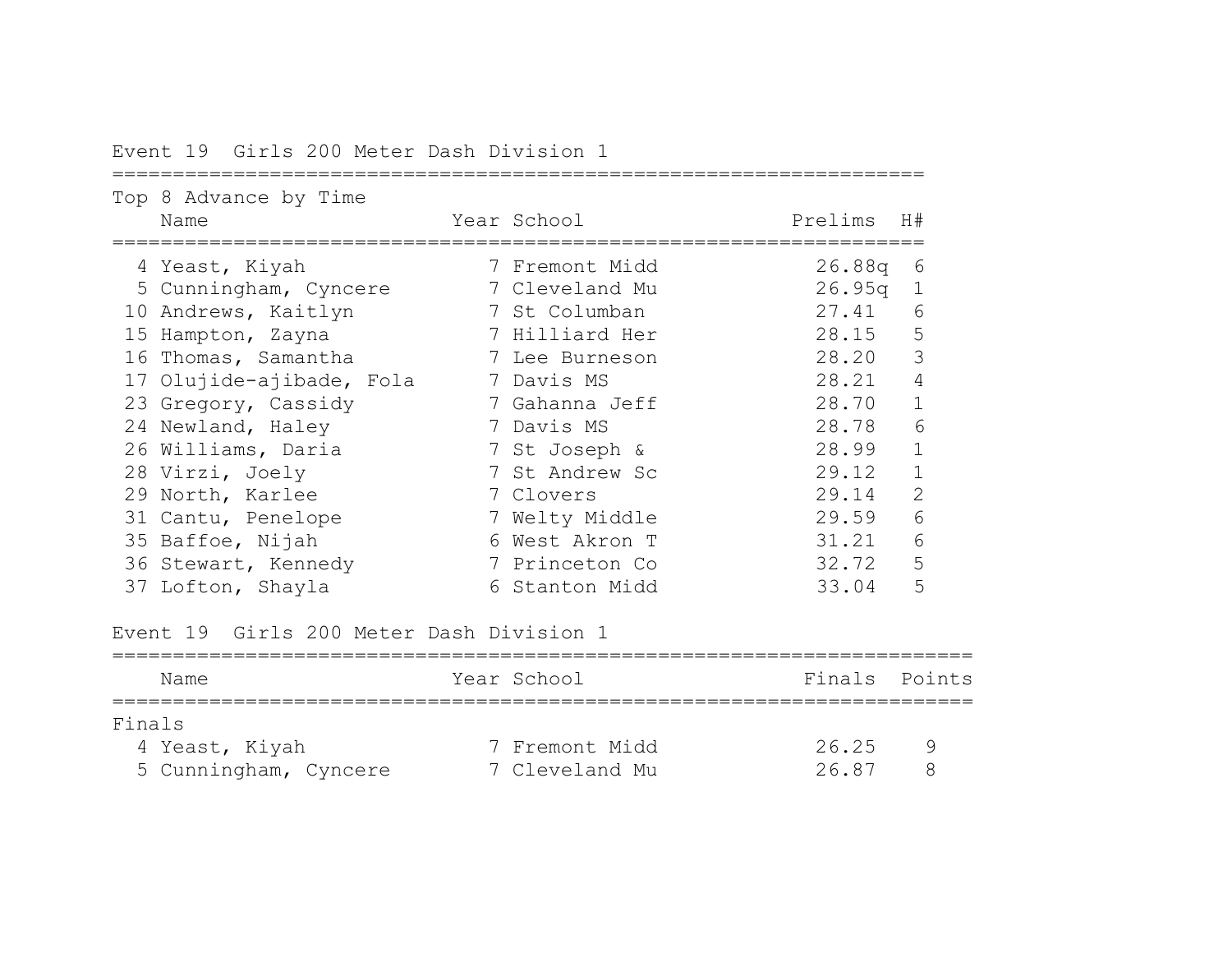## Event 19 Girls 200 Meter Dash Division 1

Top 8 Advance by Time

| | Name | Year | School | Prelims | H# |
|---|---|---|---|---|---|
| 4 | Yeast, Kiyah | 7 | Fremont Midd | 26.88q | 6 |
| 5 | Cunningham, Cyncere | 7 | Cleveland Mu | 26.95q | 1 |
| 10 | Andrews, Kaitlyn | 7 | St Columban | 27.41 | 6 |
| 15 | Hampton, Zayna | 7 | Hilliard Her | 28.15 | 5 |
| 16 | Thomas, Samantha | 7 | Lee Burneson | 28.20 | 3 |
| 17 | Olujide-ajibade, Fola | 7 | Davis MS | 28.21 | 4 |
| 23 | Gregory, Cassidy | 7 | Gahanna Jeff | 28.70 | 1 |
| 24 | Newland, Haley | 7 | Davis MS | 28.78 | 6 |
| 26 | Williams, Daria | 7 | St Joseph & | 28.99 | 1 |
| 28 | Virzi, Joely | 7 | St Andrew Sc | 29.12 | 1 |
| 29 | North, Karlee | 7 | Clovers | 29.14 | 2 |
| 31 | Cantu, Penelope | 7 | Welty Middle | 29.59 | 6 |
| 35 | Baffoe, Nijah | 6 | West Akron T | 31.21 | 6 |
| 36 | Stewart, Kennedy | 7 | Princeton Co | 32.72 | 5 |
| 37 | Lofton, Shayla | 6 | Stanton Midd | 33.04 | 5 |

## Event 19 Girls 200 Meter Dash Division 1

Finals

| | Name | Year | School | Finals | Points |
|---|---|---|---|---|---|
| 4 | Yeast, Kiyah | 7 | Fremont Midd | 26.25 | 9 |
| 5 | Cunningham, Cyncere | 7 | Cleveland Mu | 26.87 | 8 |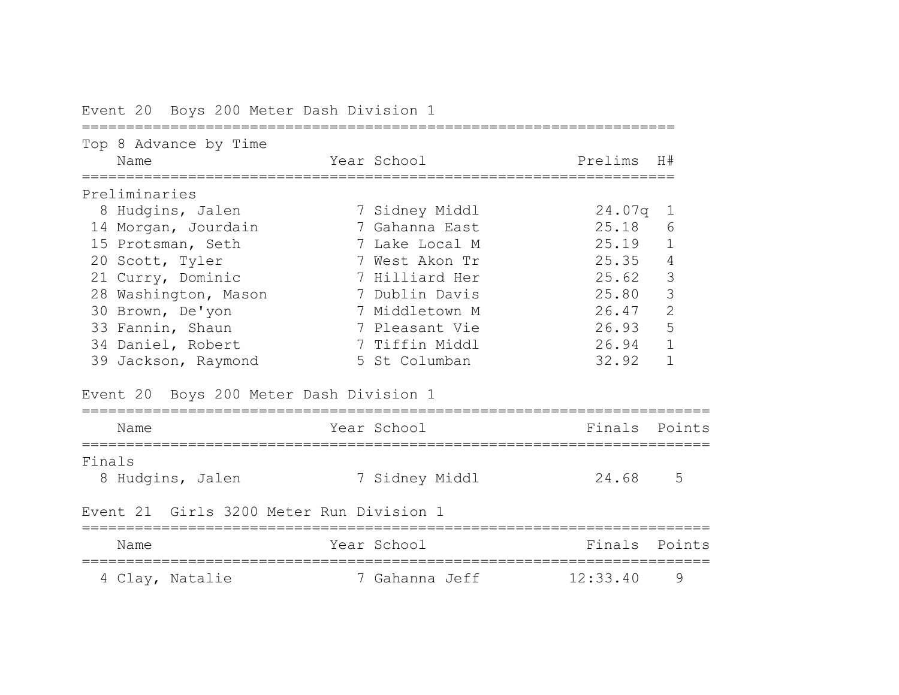## Event 20 Boys 200 Meter Dash Division 1

Top 8 Advance by Time

| | Name | Year | School | Prelims | H# |
|---|---|---|---|---|---|
| **Preliminaries** | | | | | |
| 8 | Hudgins, Jalen | 7 | Sidney Middl | 24.07q | 1 |
| 14 | Morgan, Jourdain | 7 | Gahanna East | 25.18 | 6 |
| 15 | Protsman, Seth | 7 | Lake Local M | 25.19 | 1 |
| 20 | Scott, Tyler | 7 | West Akon Tr | 25.35 | 4 |
| 21 | Curry, Dominic | 7 | Hilliard Her | 25.62 | 3 |
| 28 | Washington, Mason | 7 | Dublin Davis | 25.80 | 3 |
| 30 | Brown, De'yon | 7 | Middletown M | 26.47 | 2 |
| 33 | Fannin, Shaun | 7 | Pleasant Vie | 26.93 | 5 |
| 34 | Daniel, Robert | 7 | Tiffin Middl | 26.94 | 1 |
| 39 | Jackson, Raymond | 5 | St Columban | 32.92 | 1 |

## Event 20 Boys 200 Meter Dash Division 1

| | Name | Year | School | Finals | Points |
|---|---|---|---|---|---|
| **Finals** | | | | | |
| 8 | Hudgins, Jalen | 7 | Sidney Middl | 24.68 | 5 |

## Event 21 Girls 3200 Meter Run Division 1

| | Name | Year | School | Finals | Points |
|---|---|---|---|---|---|
| 4 | Clay, Natalie | 7 | Gahanna Jeff | 12:33.40 | 9 |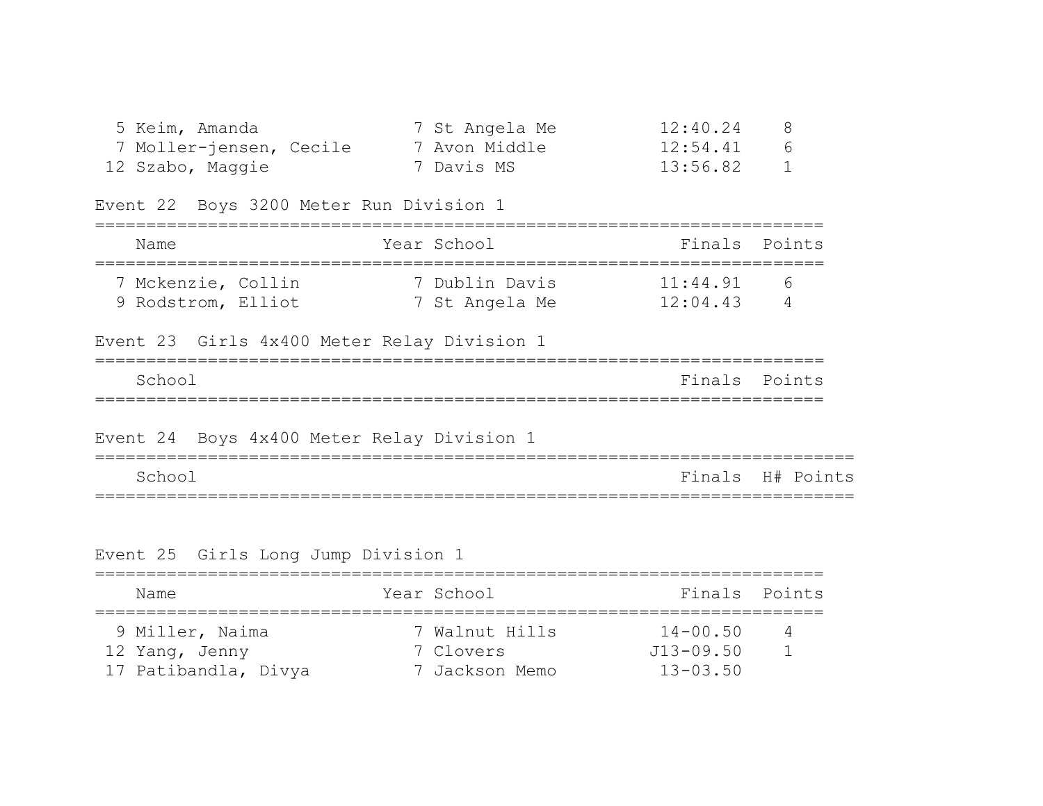| Place | Name | Year | School | Finals | Points |
|---|---|---|---|---|---|
| 5 | Keim, Amanda | 7 | St Angela Me | 12:40.24 | 8 |
| 7 | Moller-jensen, Cecile | 7 | Avon Middle | 12:54.41 | 6 |
| 12 | Szabo, Maggie | 7 | Davis MS | 13:56.82 | 1 |

## Event 22 Boys 3200 Meter Run Division 1

| Place | Name | Year | School | Finals | Points |
|---|---|---|---|---|---|
| 7 | Mckenzie, Collin | 7 | Dublin Davis | 11:44.91 | 6 |
| 9 | Rodstrom, Elliot | 7 | St Angela Me | 12:04.43 | 4 |

## Event 23 Girls 4x400 Meter Relay Division 1

| School | Finals | Points |
|---|---|---|

## Event 24 Boys 4x400 Meter Relay Division 1

| School | Finals | H# | Points |
|---|---|---|---|

## Event 25 Girls Long Jump Division 1

| Place | Name | Year | School | Finals | Points |
|---|---|---|---|---|---|
| 9 | Miller, Naima | 7 | Walnut Hills | 14-00.50 | 4 |
| 12 | Yang, Jenny | 7 | Clovers | J13-09.50 | 1 |
| 17 | Patibandla, Divya | 7 | Jackson Memo | 13-03.50 | |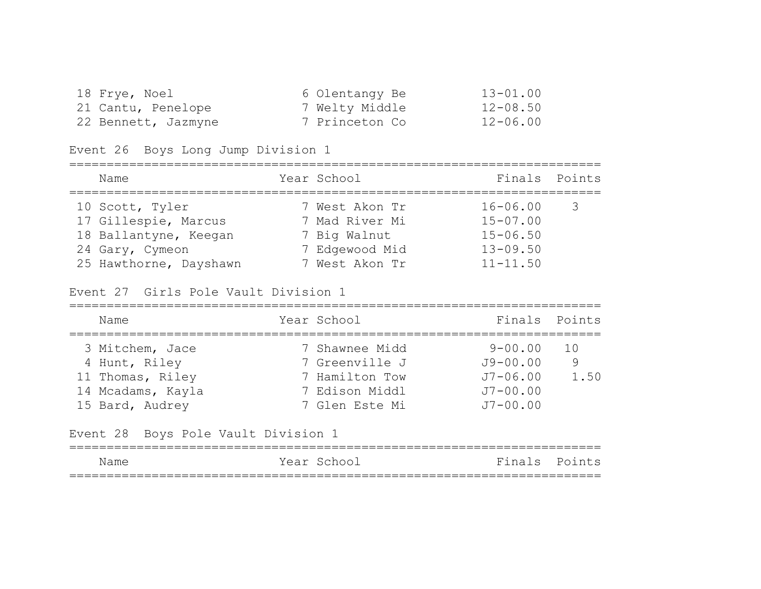| Place | Name | Year | School | Finals | Points |
|---|---|---|---|---|---|
| 18 | Frye, Noel | 6 | Olentangy Be | 13-01.00 | |
| 21 | Cantu, Penelope | 7 | Welty Middle | 12-08.50 | |
| 22 | Bennett, Jazmyne | 7 | Princeton Co | 12-06.00 | |

### Event 26 Boys Long Jump Division 1

| Place | Name | Year | School | Finals | Points |
|---|---|---|---|---|---|
| 10 | Scott, Tyler | 7 | West Akon Tr | 16-06.00 | 3 |
| 17 | Gillespie, Marcus | 7 | Mad River Mi | 15-07.00 | |
| 18 | Ballantyne, Keegan | 7 | Big Walnut | 15-06.50 | |
| 24 | Gary, Cymeon | 7 | Edgewood Mid | 13-09.50 | |
| 25 | Hawthorne, Dayshawn | 7 | West Akon Tr | 11-11.50 | |

### Event 27 Girls Pole Vault Division 1

| Place | Name | Year | School | Finals | Points |
|---|---|---|---|---|---|
| 3 | Mitchem, Jace | 7 | Shawnee Midd | 9-00.00 | 10 |
| 4 | Hunt, Riley | 7 | Greenville J | J9-00.00 | 9 |
| 11 | Thomas, Riley | 7 | Hamilton Tow | J7-06.00 | 1.50 |
| 14 | Mcadams, Kayla | 7 | Edison Middl | J7-00.00 | |
| 15 | Bard, Audrey | 7 | Glen Este Mi | J7-00.00 | |

### Event 28 Boys Pole Vault Division 1

| Name | Year | School | Finals | Points |
|---|---|---|---|---|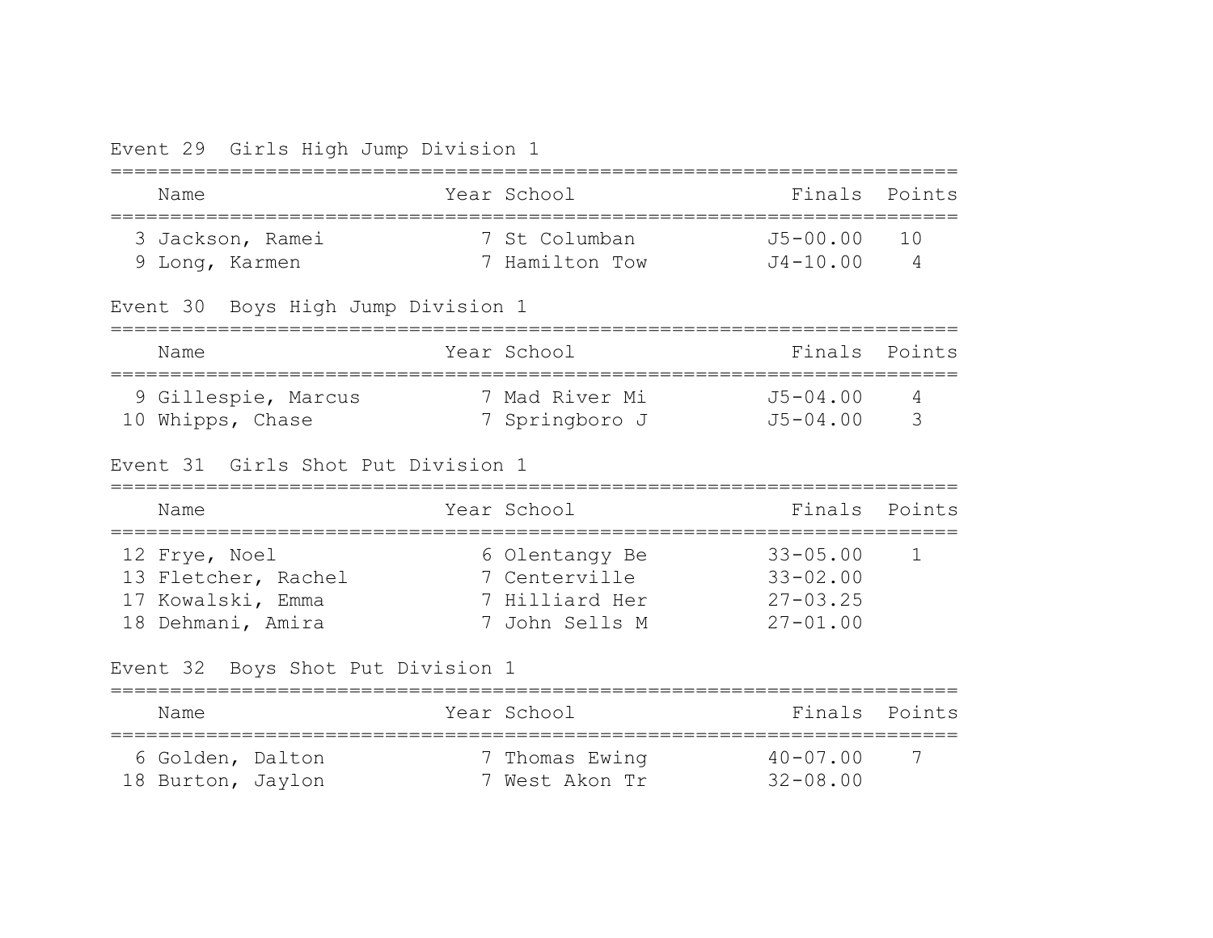## Event 29 Girls High Jump Division 1

| Place | Name | Year | School | Finals | Points |
|---|---|---|---|---|---|
| 3 | Jackson, Ramei | 7 | St Columban | J5-00.00 | 10 |
| 9 | Long, Karmen | 7 | Hamilton Tow | J4-10.00 | 4 |

## Event 30 Boys High Jump Division 1

| Place | Name | Year | School | Finals | Points |
|---|---|---|---|---|---|
| 9 | Gillespie, Marcus | 7 | Mad River Mi | J5-04.00 | 4 |
| 10 | Whipps, Chase | 7 | Springboro J | J5-04.00 | 3 |

## Event 31 Girls Shot Put Division 1

| Place | Name | Year | School | Finals | Points |
|---|---|---|---|---|---|
| 12 | Frye, Noel | 6 | Olentangy Be | 33-05.00 | 1 |
| 13 | Fletcher, Rachel | 7 | Centerville | 33-02.00 | |
| 17 | Kowalski, Emma | 7 | Hilliard Her | 27-03.25 | |
| 18 | Dehmani, Amira | 7 | John Sells M | 27-01.00 | |

## Event 32 Boys Shot Put Division 1

| Place | Name | Year | School | Finals | Points |
|---|---|---|---|---|---|
| 6 | Golden, Dalton | 7 | Thomas Ewing | 40-07.00 | 7 |
| 18 | Burton, Jaylon | 7 | West Akon Tr | 32-08.00 | |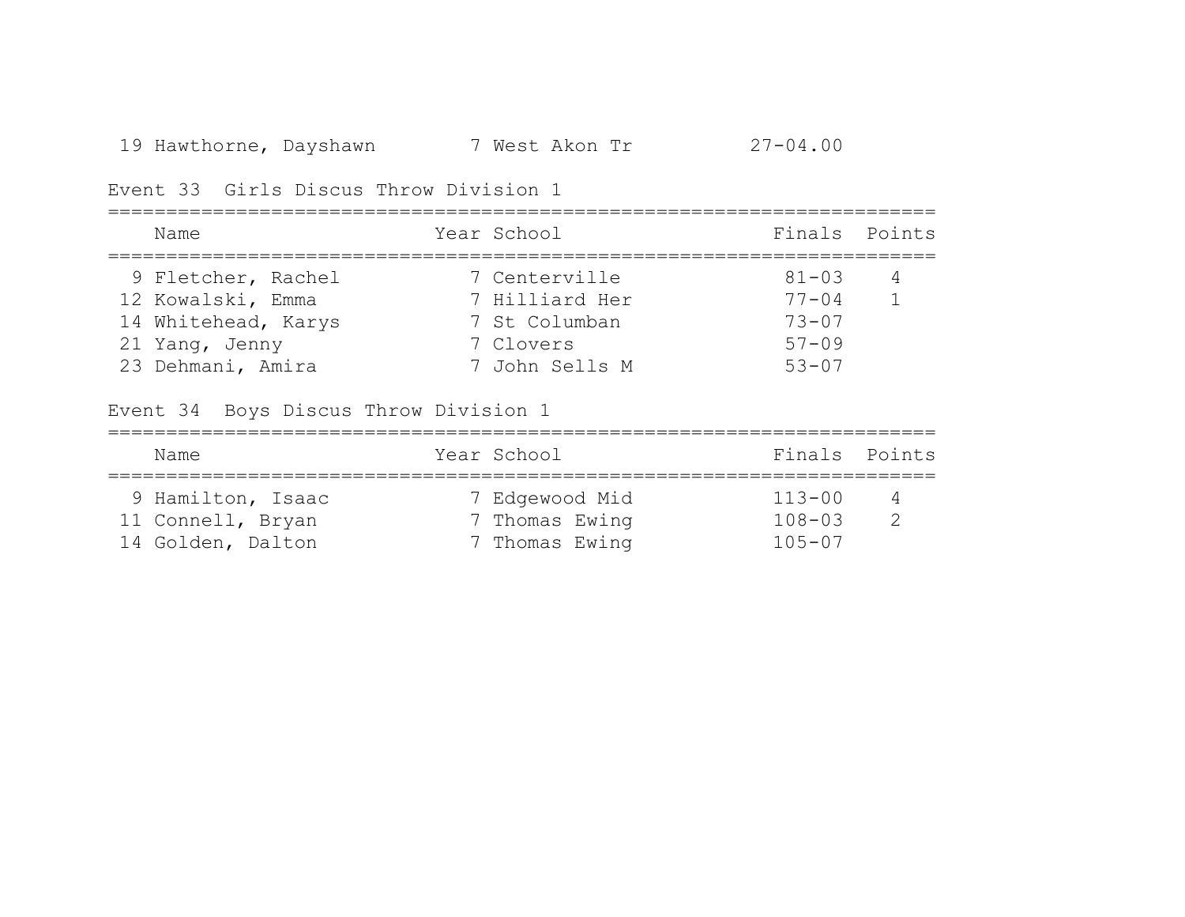| | | | | |
|---|---|---|---|---|
| 19 | Hawthorne, Dayshawn | 7 | West Akon Tr | 27-04.00 |

Event 33  Girls Discus Throw Division 1

| | Name | Year | School | Finals | Points |
|---|---|---|---|---|---|
| 9 | Fletcher, Rachel | 7 | Centerville | 81-03 | 4 |
| 12 | Kowalski, Emma | 7 | Hilliard Her | 77-04 | 1 |
| 14 | Whitehead, Karys | 7 | St Columban | 73-07 | |
| 21 | Yang, Jenny | 7 | Clovers | 57-09 | |
| 23 | Dehmani, Amira | 7 | John Sells M | 53-07 | |

Event 34  Boys Discus Throw Division 1

| | Name | Year | School | Finals | Points |
|---|---|---|---|---|---|
| 9 | Hamilton, Isaac | 7 | Edgewood Mid | 113-00 | 4 |
| 11 | Connell, Bryan | 7 | Thomas Ewing | 108-03 | 2 |
| 14 | Golden, Dalton | 7 | Thomas Ewing | 105-07 | |